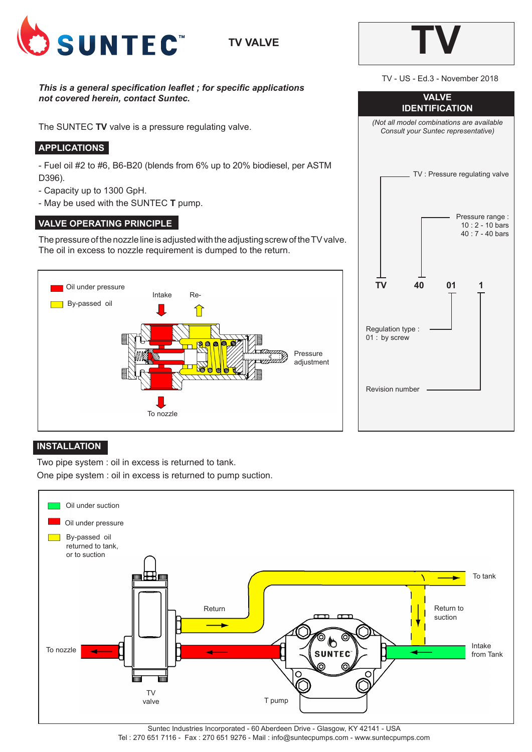# SUNTEC TV VALVE

# TV

TV - US - Ed.3 - November 2018

***This is a general specification leaflet ; for specific applications not covered herein, contact Suntec.***

The SUNTEC **TV** valve is a pressure regulating valve.

## APPLICATIONS

- Fuel oil #2 to #6, B6-B20 (blends from 6% up to 20% biodiesel, per ASTM D396).
- Capacity up to 1300 GpH.
- May be used with the SUNTEC **T** pump.

## VALVE OPERATING PRINCIPLE

The pressure of the nozzle line is adjusted with the adjusting screw of the TV valve. The oil in excess to nozzle requirement is dumped to the return.

Oil under pressure

By-passed oil

Intake

Re-

Pressure adjustment

To nozzle

## VALVE IDENTIFICATION

*(Not all model combinations are available Consult your Suntec representative)*

TV : Pressure regulating valve

Pressure range :
10 : 2 - 10 bars
40 : 7 - 40 bars

TV 40 01 1

Regulation type :
01 : by screw

Revision number

## INSTALLATION

Two pipe system : oil in excess is returned to tank.

One pipe system : oil in excess is returned to pump suction.

Oil under suction

Oil under pressure

By-passed oil returned to tank, or to suction

To tank

Return

Return to suction

To nozzle

Intake from Tank

TV valve

T pump

Suntec Industries Incorporated - 60 Aberdeen Drive - Glasgow, KY 42141 - USA
Tel : 270 651 7116 - Fax : 270 651 9276 - Mail : info@suntecpumps.com - www.suntecpumps.com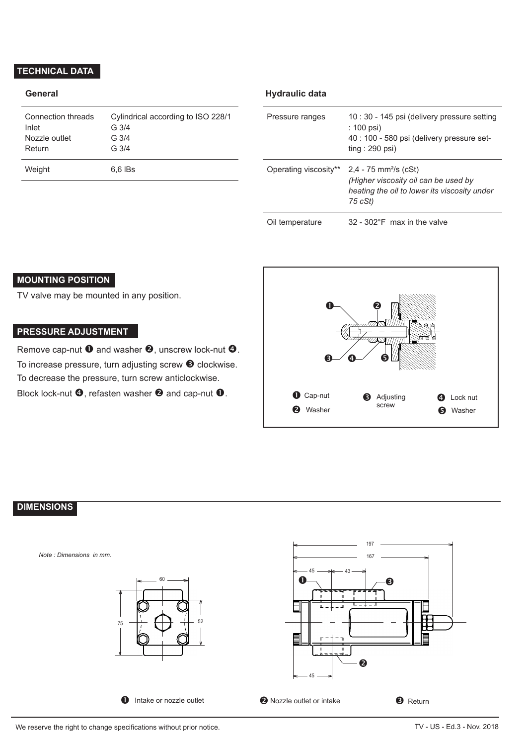## TECHNICAL DATA

### General

| | |
|---|---|
| Connection threads<br>Inlet<br>Nozzle outlet<br>Return | Cylindrical according to ISO 228/1<br>G 3/4<br>G 3/4<br>G 3/4 |
| Weight | 6,6 lBs |

### Hydraulic data

| | |
|---|---|
| Pressure ranges | 10 : 30 - 145 psi (delivery pressure setting : 100 psi)<br>40 : 100 - 580 psi (delivery pressure setting : 290 psi) |
| Operating viscosity** | 2,4 - 75 mm²/s (cSt)<br>*(Higher viscosity oil can be used by heating the oil to lower its viscosity under 75 cSt)* |
| Oil temperature | 32 - 302°F max in the valve |

## MOUNTING POSITION

TV valve may be mounted in any position.

## PRESSURE ADJUSTMENT

Remove cap-nut ❶ and washer ❷, unscrew lock-nut ❹.
To increase pressure, turn adjusting screw ❸ clockwise.
To decrease the pressure, turn screw anticlockwise.
Block lock-nut ❹, refasten washer ❷ and cap-nut ❶.

❶ Cap-nut
❷ Washer
❸ Adjusting screw
❹ Lock nut
❺ Washer

## DIMENSIONS

*Note : Dimensions in mm.*

60
75
52

197
167
45
43
45

❶ Intake or nozzle outlet
❷ Nozzle outlet or intake
❸ Return